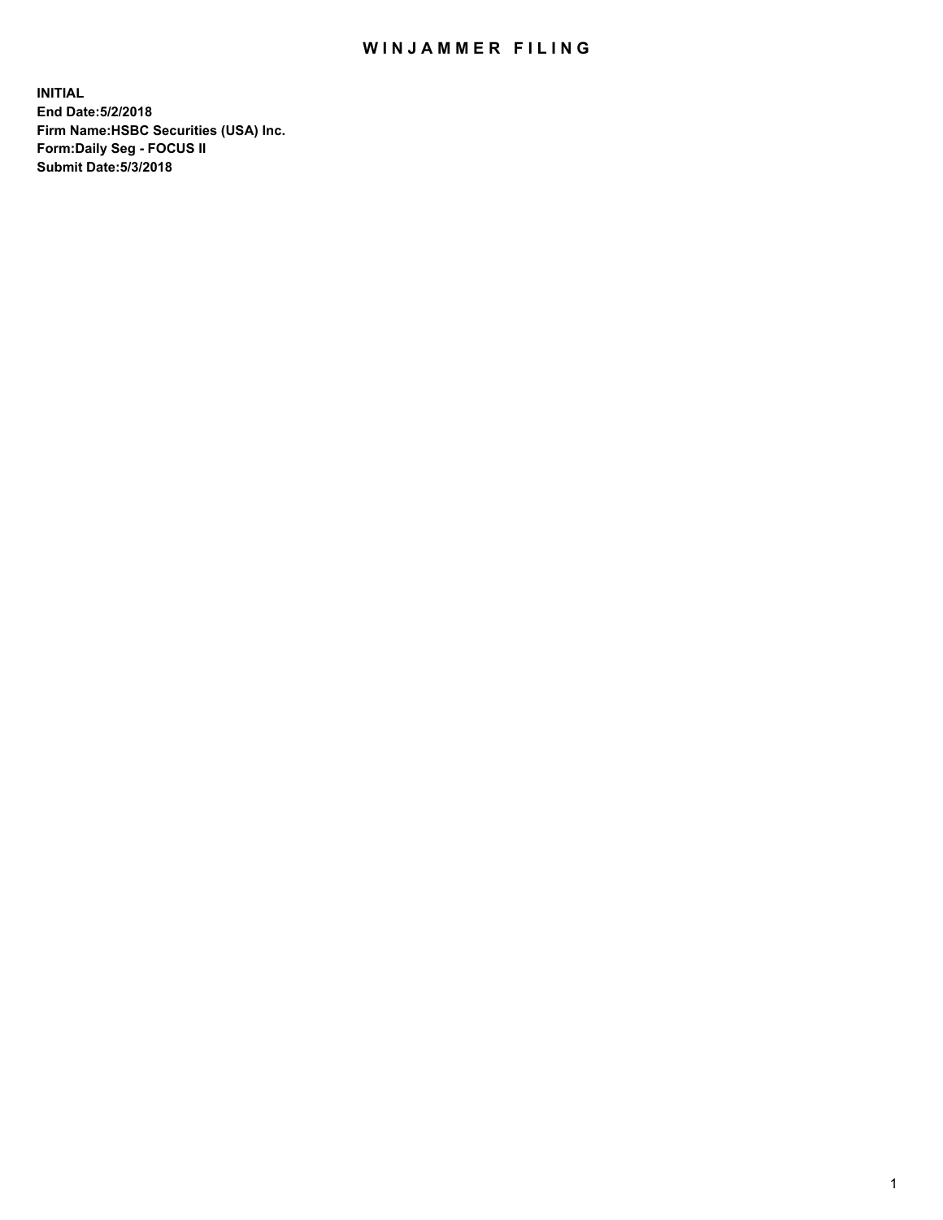# WINJAMMER FILING

**INITIAL**
**End Date:5/2/2018**
**Firm Name:HSBC Securities (USA) Inc.**
**Form:Daily Seg - FOCUS II**
**Submit Date:5/3/2018**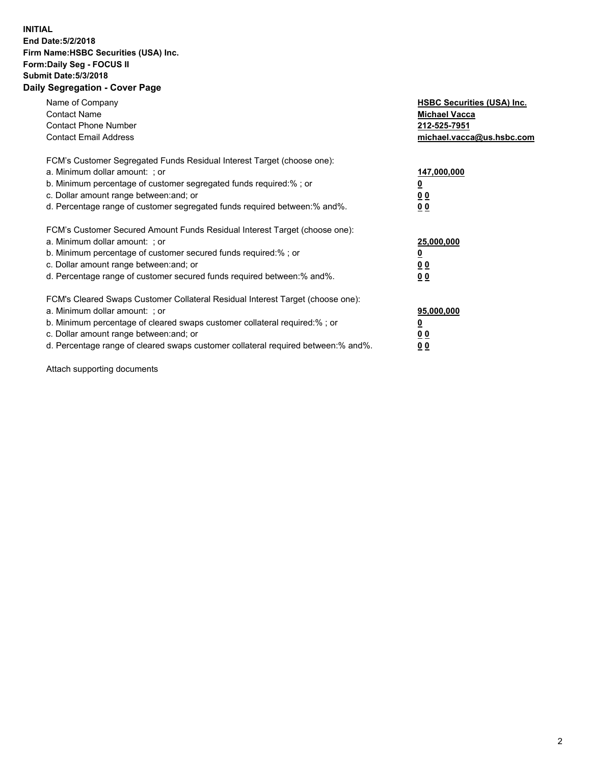**INITIAL**
**End Date:5/2/2018**
**Firm Name:HSBC Securities (USA) Inc.**
**Form:Daily Seg - FOCUS II**
**Submit Date:5/3/2018**

## Daily Segregation - Cover Page

| | |
|---|---|
| Name of Company | **HSBC Securities (USA) Inc.** |
| Contact Name | **Michael Vacca** |
| Contact Phone Number | **212-525-7951** |
| Contact Email Address | **michael.vacca@us.hsbc.com** |

| | |
|---|---|
| FCM's Customer Segregated Funds Residual Interest Target (choose one): | |
| a. Minimum dollar amount: ; or | **147,000,000** |
| b. Minimum percentage of customer segregated funds required:% ; or | **0** |
| c. Dollar amount range between:and; or | **0 0** |
| d. Percentage range of customer segregated funds required between:% and%. | **0 0** |
| FCM's Customer Secured Amount Funds Residual Interest Target (choose one): | |
| a. Minimum dollar amount: ; or | **25,000,000** |
| b. Minimum percentage of customer secured funds required:% ; or | **0** |
| c. Dollar amount range between:and; or | **0 0** |
| d. Percentage range of customer secured funds required between:% and%. | **0 0** |
| FCM's Cleared Swaps Customer Collateral Residual Interest Target (choose one): | |
| a. Minimum dollar amount: ; or | **95,000,000** |
| b. Minimum percentage of cleared swaps customer collateral required:% ; or | **0** |
| c. Dollar amount range between:and; or | **0 0** |
| d. Percentage range of cleared swaps customer collateral required between:% and%. | **0 0** |

Attach supporting documents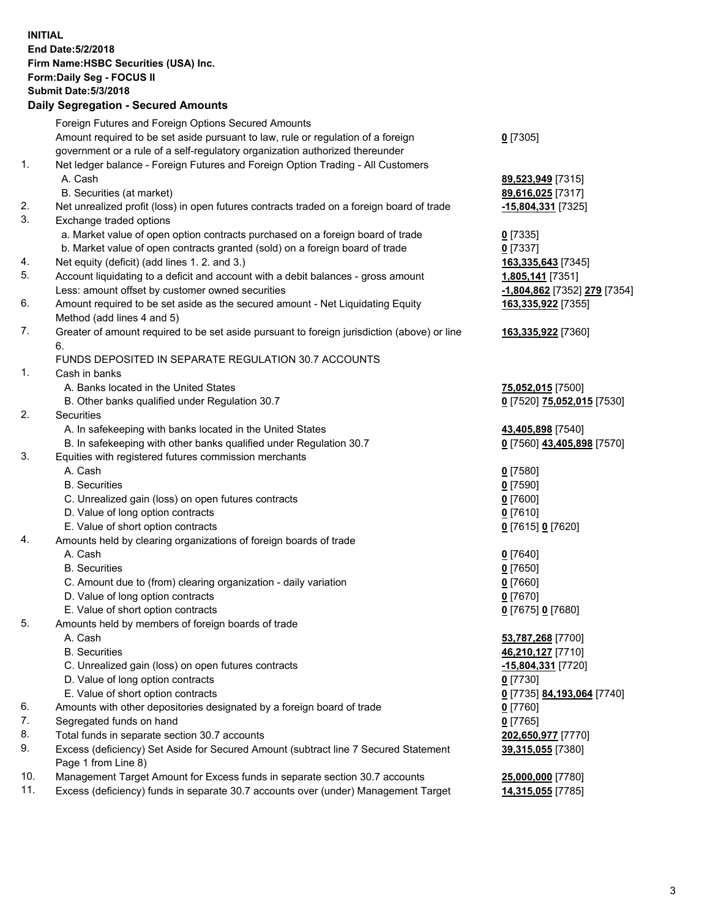**INITIAL**
**End Date:5/2/2018**
**Firm Name:HSBC Securities (USA) Inc.**
**Form:Daily Seg - FOCUS II**
**Submit Date:5/3/2018**
**Daily Segregation - Secured Amounts**

| | | |
|---|---|---|
| | Foreign Futures and Foreign Options Secured Amounts | |
| | Amount required to be set aside pursuant to law, rule or regulation of a foreign government or a rule of a self-regulatory organization authorized thereunder | **0** [7305] |
| 1. | Net ledger balance - Foreign Futures and Foreign Option Trading - All Customers | |
| | A. Cash | **89,523,949** [7315] |
| | B. Securities (at market) | **89,616,025** [7317] |
| 2. | Net unrealized profit (loss) in open futures contracts traded on a foreign board of trade | **-15,804,331** [7325] |
| 3. | Exchange traded options | |
| | a. Market value of open option contracts purchased on a foreign board of trade | **0** [7335] |
| | b. Market value of open contracts granted (sold) on a foreign board of trade | **0** [7337] |
| 4. | Net equity (deficit) (add lines 1. 2. and 3.) | **163,335,643** [7345] |
| 5. | Account liquidating to a deficit and account with a debit balances - gross amount | **1,805,141** [7351] |
| | Less: amount offset by customer owned securities | **-1,804,862** [7352] **279** [7354] |
| 6. | Amount required to be set aside as the secured amount - Net Liquidating Equity Method (add lines 4 and 5) | **163,335,922** [7355] |
| 7. | Greater of amount required to be set aside pursuant to foreign jurisdiction (above) or line 6. | **163,335,922** [7360] |
| | FUNDS DEPOSITED IN SEPARATE REGULATION 30.7 ACCOUNTS | |
| 1. | Cash in banks | |
| | A. Banks located in the United States | **75,052,015** [7500] |
| | B. Other banks qualified under Regulation 30.7 | **0** [7520] **75,052,015** [7530] |
| 2. | Securities | |
| | A. In safekeeping with banks located in the United States | **43,405,898** [7540] |
| | B. In safekeeping with other banks qualified under Regulation 30.7 | **0** [7560] **43,405,898** [7570] |
| 3. | Equities with registered futures commission merchants | |
| | A. Cash | **0** [7580] |
| | B. Securities | **0** [7590] |
| | C. Unrealized gain (loss) on open futures contracts | **0** [7600] |
| | D. Value of long option contracts | **0** [7610] |
| | E. Value of short option contracts | **0** [7615] **0** [7620] |
| 4. | Amounts held by clearing organizations of foreign boards of trade | |
| | A. Cash | **0** [7640] |
| | B. Securities | **0** [7650] |
| | C. Amount due to (from) clearing organization - daily variation | **0** [7660] |
| | D. Value of long option contracts | **0** [7670] |
| | E. Value of short option contracts | **0** [7675] **0** [7680] |
| 5. | Amounts held by members of foreign boards of trade | |
| | A. Cash | **53,787,268** [7700] |
| | B. Securities | **46,210,127** [7710] |
| | C. Unrealized gain (loss) on open futures contracts | **-15,804,331** [7720] |
| | D. Value of long option contracts | **0** [7730] |
| | E. Value of short option contracts | **0** [7735] **84,193,064** [7740] |
| 6. | Amounts with other depositories designated by a foreign board of trade | **0** [7760] |
| 7. | Segregated funds on hand | **0** [7765] |
| 8. | Total funds in separate section 30.7 accounts | **202,650,977** [7770] |
| 9. | Excess (deficiency) Set Aside for Secured Amount (subtract line 7 Secured Statement Page 1 from Line 8) | **39,315,055** [7380] |
| 10. | Management Target Amount for Excess funds in separate section 30.7 accounts | **25,000,000** [7780] |
| 11. | Excess (deficiency) funds in separate 30.7 accounts over (under) Management Target | **14,315,055** [7785] |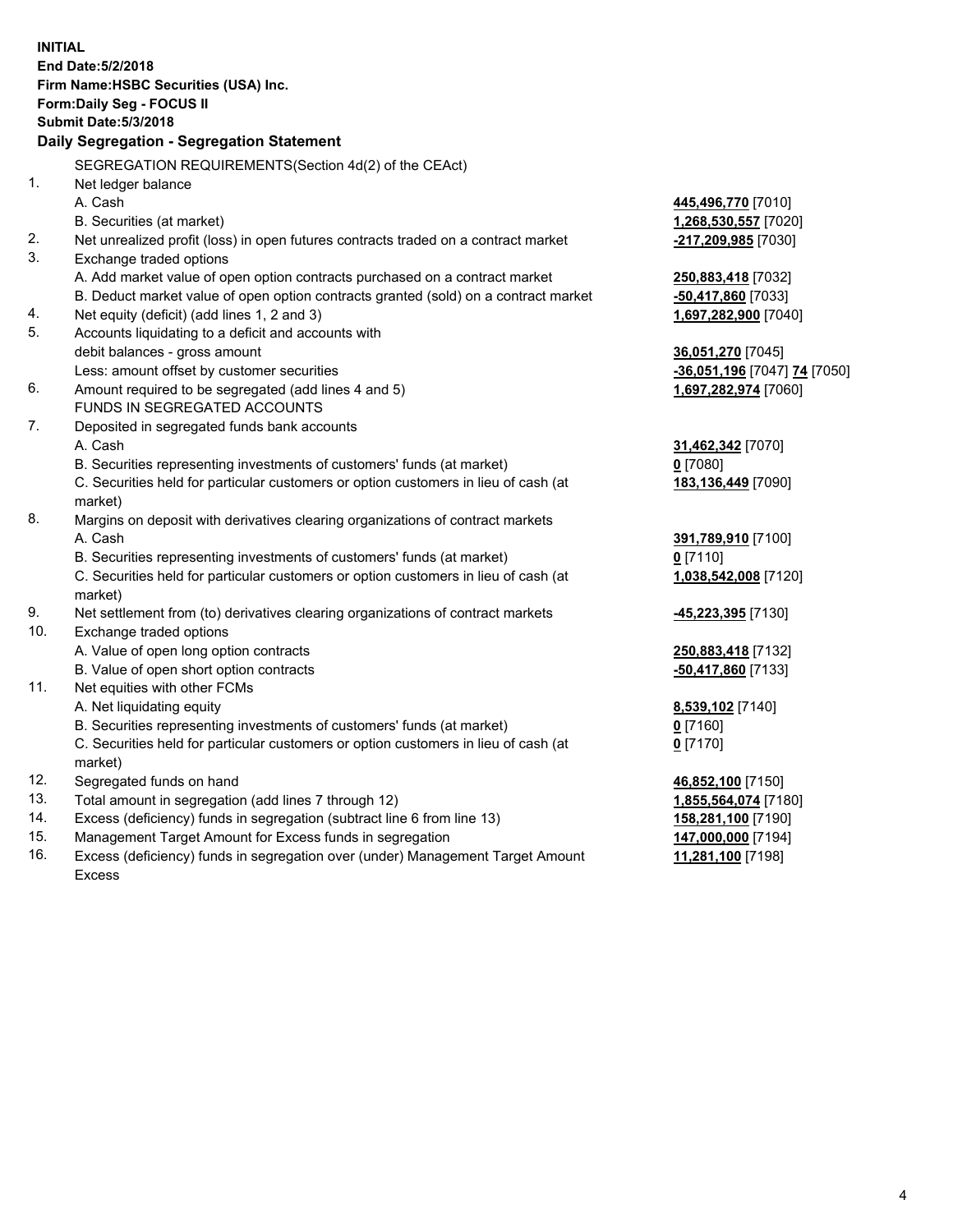**INITIAL**
**End Date:5/2/2018**
**Firm Name:HSBC Securities (USA) Inc.**
**Form:Daily Seg - FOCUS II**
**Submit Date:5/3/2018**

**Daily Segregation - Segregation Statement**

| | SEGREGATION REQUIREMENTS(Section 4d(2) of the CEAct) | |
|---|---|---|
| 1. | Net ledger balance | |
| | A. Cash | **445,496,770** [7010] |
| | B. Securities (at market) | **1,268,530,557** [7020] |
| 2. | Net unrealized profit (loss) in open futures contracts traded on a contract market | **-217,209,985** [7030] |
| 3. | Exchange traded options | |
| | A. Add market value of open option contracts purchased on a contract market | **250,883,418** [7032] |
| | B. Deduct market value of open option contracts granted (sold) on a contract market | **-50,417,860** [7033] |
| 4. | Net equity (deficit) (add lines 1, 2 and 3) | **1,697,282,900** [7040] |
| 5. | Accounts liquidating to a deficit and accounts with debit balances - gross amount | **36,051,270** [7045] |
| | Less: amount offset by customer securities | **-36,051,196** [7047] **74** [7050] |
| 6. | Amount required to be segregated (add lines 4 and 5) | **1,697,282,974** [7060] |
| | FUNDS IN SEGREGATED ACCOUNTS | |
| 7. | Deposited in segregated funds bank accounts | |
| | A. Cash | **31,462,342** [7070] |
| | B. Securities representing investments of customers' funds (at market) | **0** [7080] |
| | C. Securities held for particular customers or option customers in lieu of cash (at market) | **183,136,449** [7090] |
| 8. | Margins on deposit with derivatives clearing organizations of contract markets | |
| | A. Cash | **391,789,910** [7100] |
| | B. Securities representing investments of customers' funds (at market) | **0** [7110] |
| | C. Securities held for particular customers or option customers in lieu of cash (at market) | **1,038,542,008** [7120] |
| 9. | Net settlement from (to) derivatives clearing organizations of contract markets | **-45,223,395** [7130] |
| 10. | Exchange traded options | |
| | A. Value of open long option contracts | **250,883,418** [7132] |
| | B. Value of open short option contracts | **-50,417,860** [7133] |
| 11. | Net equities with other FCMs | |
| | A. Net liquidating equity | **8,539,102** [7140] |
| | B. Securities representing investments of customers' funds (at market) | **0** [7160] |
| | C. Securities held for particular customers or option customers in lieu of cash (at market) | **0** [7170] |
| 12. | Segregated funds on hand | **46,852,100** [7150] |
| 13. | Total amount in segregation (add lines 7 through 12) | **1,855,564,074** [7180] |
| 14. | Excess (deficiency) funds in segregation (subtract line 6 from line 13) | **158,281,100** [7190] |
| 15. | Management Target Amount for Excess funds in segregation | **147,000,000** [7194] |
| 16. | Excess (deficiency) funds in segregation over (under) Management Target Amount Excess | **11,281,100** [7198] |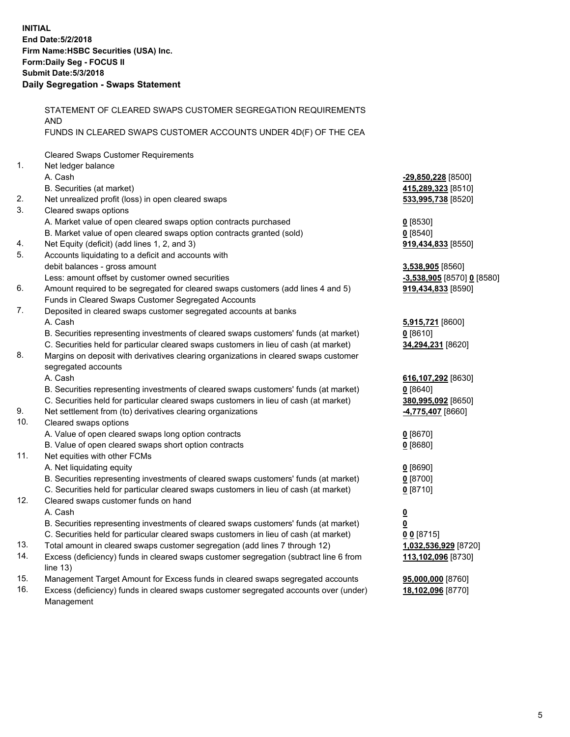**INITIAL**
**End Date:5/2/2018**
**Firm Name:HSBC Securities (USA) Inc.**
**Form:Daily Seg - FOCUS II**
**Submit Date:5/3/2018**
**Daily Segregation - Swaps Statement**

STATEMENT OF CLEARED SWAPS CUSTOMER SEGREGATION REQUIREMENTS AND
FUNDS IN CLEARED SWAPS CUSTOMER ACCOUNTS UNDER 4D(F) OF THE CEA

| | | |
|---|---|---|
| | Cleared Swaps Customer Requirements | |
| 1. | Net ledger balance | |
| | A. Cash | **-29,850,228** [8500] |
| | B. Securities (at market) | **415,289,323** [8510] |
| 2. | Net unrealized profit (loss) in open cleared swaps | **533,995,738** [8520] |
| 3. | Cleared swaps options | |
| | A. Market value of open cleared swaps option contracts purchased | **0** [8530] |
| | B. Market value of open cleared swaps option contracts granted (sold) | **0** [8540] |
| 4. | Net Equity (deficit) (add lines 1, 2, and 3) | **919,434,833** [8550] |
| 5. | Accounts liquidating to a deficit and accounts with debit balances - gross amount | **3,538,905** [8560] |
| | Less: amount offset by customer owned securities | **-3,538,905** [8570] **0** [8580] |
| 6. | Amount required to be segregated for cleared swaps customers (add lines 4 and 5) | **919,434,833** [8590] |
| | Funds in Cleared Swaps Customer Segregated Accounts | |
| 7. | Deposited in cleared swaps customer segregated accounts at banks | |
| | A. Cash | **5,915,721** [8600] |
| | B. Securities representing investments of cleared swaps customers' funds (at market) | **0** [8610] |
| | C. Securities held for particular cleared swaps customers in lieu of cash (at market) | **34,294,231** [8620] |
| 8. | Margins on deposit with derivatives clearing organizations in cleared swaps customer segregated accounts | |
| | A. Cash | **616,107,292** [8630] |
| | B. Securities representing investments of cleared swaps customers' funds (at market) | **0** [8640] |
| | C. Securities held for particular cleared swaps customers in lieu of cash (at market) | **380,995,092** [8650] |
| 9. | Net settlement from (to) derivatives clearing organizations | **-4,775,407** [8660] |
| 10. | Cleared swaps options | |
| | A. Value of open cleared swaps long option contracts | **0** [8670] |
| | B. Value of open cleared swaps short option contracts | **0** [8680] |
| 11. | Net equities with other FCMs | |
| | A. Net liquidating equity | **0** [8690] |
| | B. Securities representing investments of cleared swaps customers' funds (at market) | **0** [8700] |
| | C. Securities held for particular cleared swaps customers in lieu of cash (at market) | **0** [8710] |
| 12. | Cleared swaps customer funds on hand | |
| | A. Cash | **0** |
| | B. Securities representing investments of cleared swaps customers' funds (at market) | **0** |
| | C. Securities held for particular cleared swaps customers in lieu of cash (at market) | **0** **0** [8715] |
| 13. | Total amount in cleared swaps customer segregation (add lines 7 through 12) | **1,032,536,929** [8720] |
| 14. | Excess (deficiency) funds in cleared swaps customer segregation (subtract line 6 from line 13) | **113,102,096** [8730] |
| 15. | Management Target Amount for Excess funds in cleared swaps segregated accounts | **95,000,000** [8760] |
| 16. | Excess (deficiency) funds in cleared swaps customer segregated accounts over (under) Management | **18,102,096** [8770] |